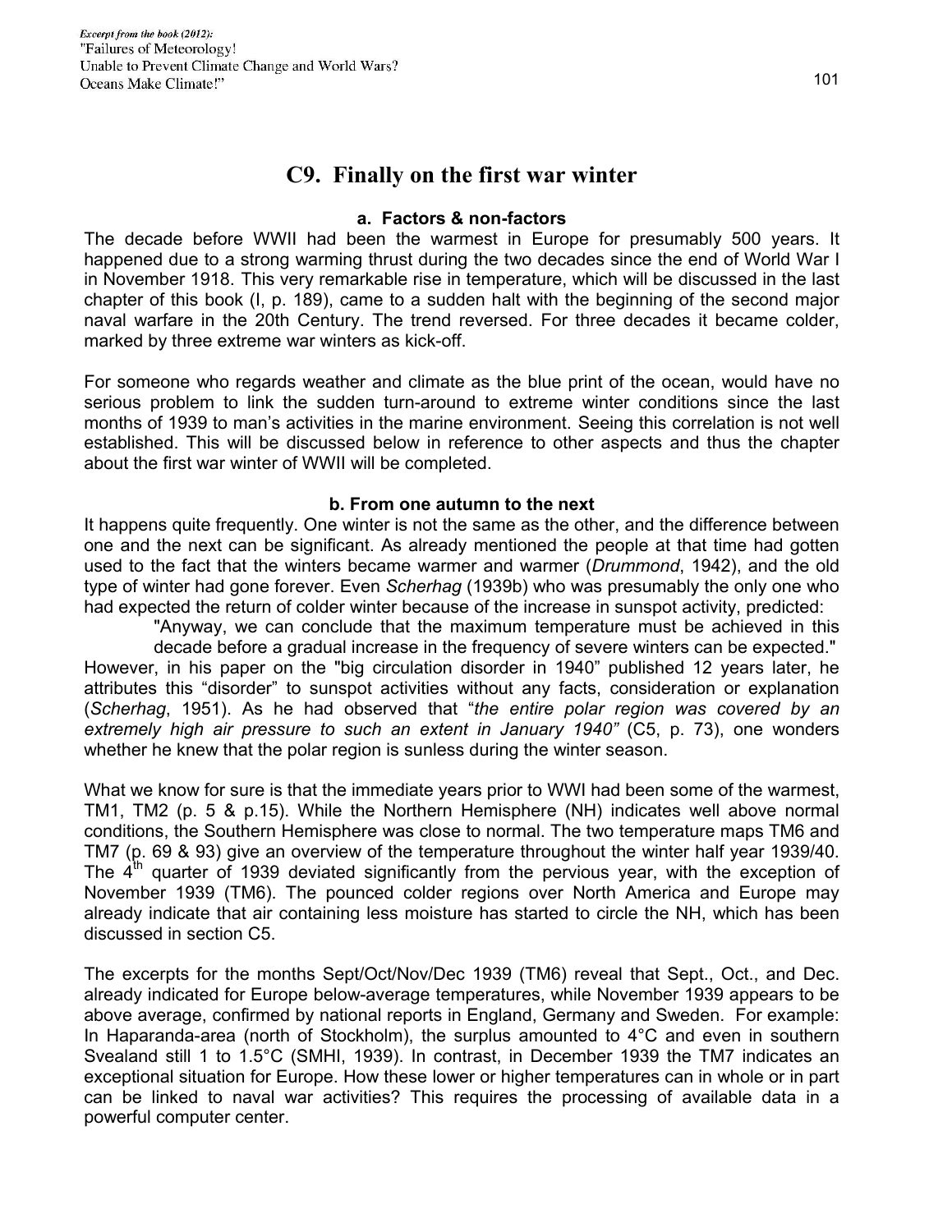## C9. Finally on the first war winter

### a. Factors & non-factors

The decade before WWII had been the warmest in Europe for presumably 500 years. It happened due to a strong warming thrust during the two decades since the end of World War I in November 1918. This very remarkable rise in temperature, which will be discussed in the last chapter of this book (I, p. 189), came to a sudden halt with the beginning of the second major naval warfare in the 20th Century. The trend reversed. For three decades it became colder, marked by three extreme war winters as kick-off.

For someone who regards weather and climate as the blue print of the ocean, would have no serious problem to link the sudden turn-around to extreme winter conditions since the last months of 1939 to man's activities in the marine environment. Seeing this correlation is not well established. This will be discussed below in reference to other aspects and thus the chapter about the first war winter of WWII will be completed.

### b. From one autumn to the next

It happens quite frequently. One winter is not the same as the other, and the difference between one and the next can be significant. As already mentioned the people at that time had gotten used to the fact that the winters became warmer and warmer (*Drummond*, 1942), and the old type of winter had gone forever. Even *Scherhag* (1939b) who was presumably the only one who had expected the return of colder winter because of the increase in sunspot activity, predicted:

> "Anyway, we can conclude that the maximum temperature must be achieved in this decade before a gradual increase in the frequency of severe winters can be expected."

However, in his paper on the "big circulation disorder in 1940" published 12 years later, he attributes this "disorder" to sunspot activities without any facts, consideration or explanation (*Scherhag*, 1951). As he had observed that "*the entire polar region was covered by an extremely high air pressure to such an extent in January 1940"* (C5, p. 73), one wonders whether he knew that the polar region is sunless during the winter season.

What we know for sure is that the immediate years prior to WWI had been some of the warmest, TM1, TM2 (p. 5 & p.15). While the Northern Hemisphere (NH) indicates well above normal conditions, the Southern Hemisphere was close to normal. The two temperature maps TM6 and TM7 (p. 69 & 93) give an overview of the temperature throughout the winter half year 1939/40. The 4th quarter of 1939 deviated significantly from the pervious year, with the exception of November 1939 (TM6). The pounced colder regions over North America and Europe may already indicate that air containing less moisture has started to circle the NH, which has been discussed in section C5.

The excerpts for the months Sept/Oct/Nov/Dec 1939 (TM6) reveal that Sept., Oct., and Dec. already indicated for Europe below-average temperatures, while November 1939 appears to be above average, confirmed by national reports in England, Germany and Sweden. For example: In Haparanda-area (north of Stockholm), the surplus amounted to 4°C and even in southern Svealand still 1 to 1.5°C (SMHI, 1939). In contrast, in December 1939 the TM7 indicates an exceptional situation for Europe. How these lower or higher temperatures can in whole or in part can be linked to naval war activities? This requires the processing of available data in a powerful computer center.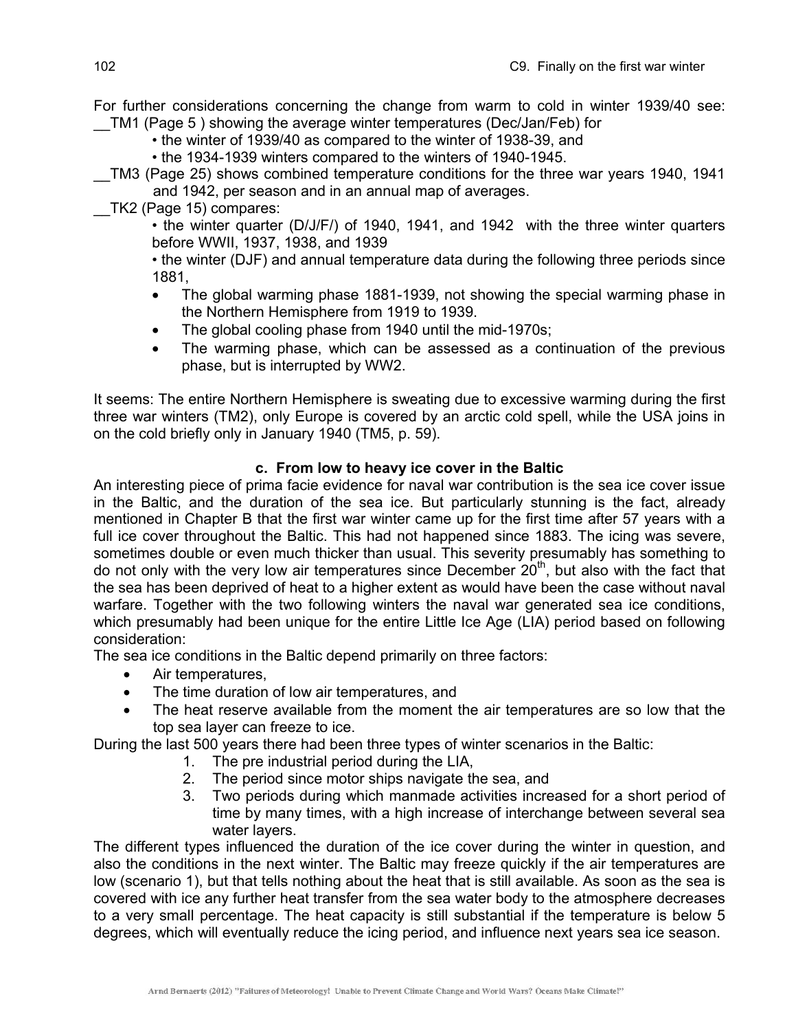For further considerations concerning the change from warm to cold in winter 1939/40 see:
__TM1 (Page 5 ) showing the average winter temperatures (Dec/Jan/Feb) for

- the winter of 1939/40 as compared to the winter of 1938-39, and
- the 1934-1939 winters compared to the winters of 1940-1945.

__TM3 (Page 25) shows combined temperature conditions for the three war years 1940, 1941 and 1942, per season and in an annual map of averages.

__TK2 (Page 15) compares:

- the winter quarter (D/J/F/) of 1940, 1941, and 1942 with the three winter quarters before WWII, 1937, 1938, and 1939
- the winter (DJF) and annual temperature data during the following three periods since 1881,
  - The global warming phase 1881-1939, not showing the special warming phase in the Northern Hemisphere from 1919 to 1939.
  - The global cooling phase from 1940 until the mid-1970s;
  - The warming phase, which can be assessed as a continuation of the previous phase, but is interrupted by WW2.

It seems: The entire Northern Hemisphere is sweating due to excessive warming during the first three war winters (TM2), only Europe is covered by an arctic cold spell, while the USA joins in on the cold briefly only in January 1940 (TM5, p. 59).

### c. From low to heavy ice cover in the Baltic

An interesting piece of prima facie evidence for naval war contribution is the sea ice cover issue in the Baltic, and the duration of the sea ice. But particularly stunning is the fact, already mentioned in Chapter B that the first war winter came up for the first time after 57 years with a full ice cover throughout the Baltic. This had not happened since 1883. The icing was severe, sometimes double or even much thicker than usual. This severity presumably has something to do not only with the very low air temperatures since December 20th, but also with the fact that the sea has been deprived of heat to a higher extent as would have been the case without naval warfare. Together with the two following winters the naval war generated sea ice conditions, which presumably had been unique for the entire Little Ice Age (LIA) period based on following consideration:

The sea ice conditions in the Baltic depend primarily on three factors:

- Air temperatures,
- The time duration of low air temperatures, and
- The heat reserve available from the moment the air temperatures are so low that the top sea layer can freeze to ice.

During the last 500 years there had been three types of winter scenarios in the Baltic:

1. The pre industrial period during the LIA,
2. The period since motor ships navigate the sea, and
3. Two periods during which manmade activities increased for a short period of time by many times, with a high increase of interchange between several sea water layers.

The different types influenced the duration of the ice cover during the winter in question, and also the conditions in the next winter. The Baltic may freeze quickly if the air temperatures are low (scenario 1), but that tells nothing about the heat that is still available. As soon as the sea is covered with ice any further heat transfer from the sea water body to the atmosphere decreases to a very small percentage. The heat capacity is still substantial if the temperature is below 5 degrees, which will eventually reduce the icing period, and influence next years sea ice season.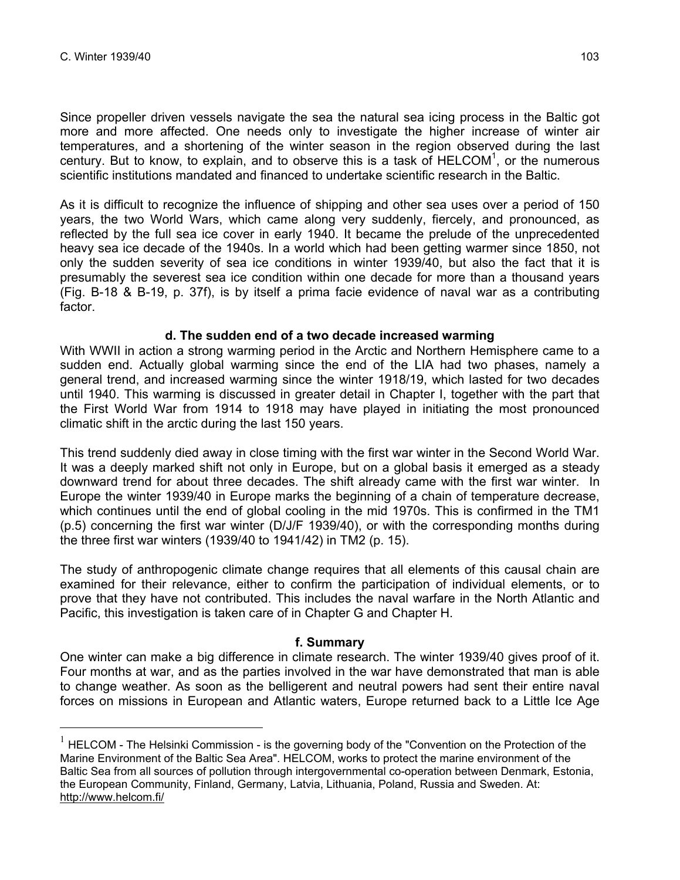Since propeller driven vessels navigate the sea the natural sea icing process in the Baltic got more and more affected. One needs only to investigate the higher increase of winter air temperatures, and a shortening of the winter season in the region observed during the last century. But to know, to explain, and to observe this is a task of HELCOM[1], or the numerous scientific institutions mandated and financed to undertake scientific research in the Baltic.

As it is difficult to recognize the influence of shipping and other sea uses over a period of 150 years, the two World Wars, which came along very suddenly, fiercely, and pronounced, as reflected by the full sea ice cover in early 1940. It became the prelude of the unprecedented heavy sea ice decade of the 1940s. In a world which had been getting warmer since 1850, not only the sudden severity of sea ice conditions in winter 1939/40, but also the fact that it is presumably the severest sea ice condition within one decade for more than a thousand years (Fig. B-18 & B-19, p. 37f), is by itself a prima facie evidence of naval war as a contributing factor.

### d. The sudden end of a two decade increased warming

With WWII in action a strong warming period in the Arctic and Northern Hemisphere came to a sudden end. Actually global warming since the end of the LIA had two phases, namely a general trend, and increased warming since the winter 1918/19, which lasted for two decades until 1940. This warming is discussed in greater detail in Chapter I, together with the part that the First World War from 1914 to 1918 may have played in initiating the most pronounced climatic shift in the arctic during the last 150 years.

This trend suddenly died away in close timing with the first war winter in the Second World War. It was a deeply marked shift not only in Europe, but on a global basis it emerged as a steady downward trend for about three decades. The shift already came with the first war winter. In Europe the winter 1939/40 in Europe marks the beginning of a chain of temperature decrease, which continues until the end of global cooling in the mid 1970s. This is confirmed in the TM1 (p.5) concerning the first war winter (D/J/F 1939/40), or with the corresponding months during the three first war winters (1939/40 to 1941/42) in TM2 (p. 15).

The study of anthropogenic climate change requires that all elements of this causal chain are examined for their relevance, either to confirm the participation of individual elements, or to prove that they have not contributed. This includes the naval warfare in the North Atlantic and Pacific, this investigation is taken care of in Chapter G and Chapter H.

### f. Summary

One winter can make a big difference in climate research. The winter 1939/40 gives proof of it. Four months at war, and as the parties involved in the war have demonstrated that man is able to change weather. As soon as the belligerent and neutral powers had sent their entire naval forces on missions in European and Atlantic waters, Europe returned back to a Little Ice Age

---

[1] HELCOM - The Helsinki Commission - is the governing body of the "Convention on the Protection of the Marine Environment of the Baltic Sea Area". HELCOM, works to protect the marine environment of the Baltic Sea from all sources of pollution through intergovernmental co-operation between Denmark, Estonia, the European Community, Finland, Germany, Latvia, Lithuania, Poland, Russia and Sweden. At: http://www.helcom.fi/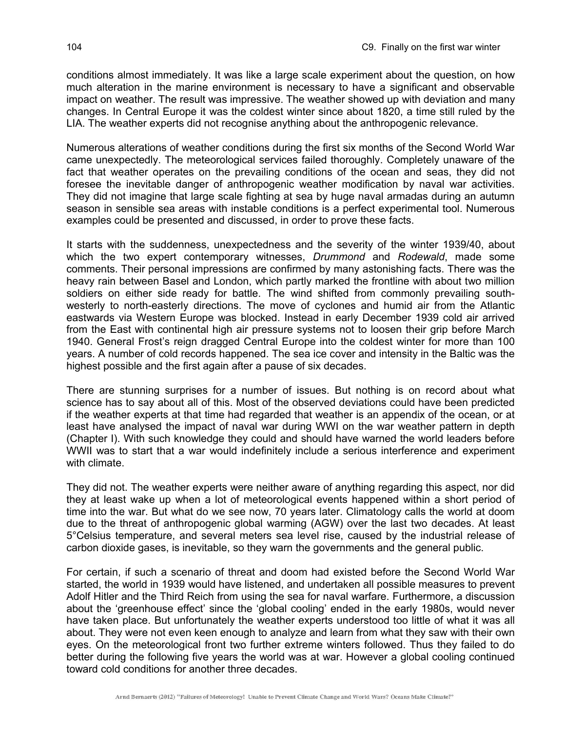conditions almost immediately. It was like a large scale experiment about the question, on how much alteration in the marine environment is necessary to have a significant and observable impact on weather. The result was impressive. The weather showed up with deviation and many changes. In Central Europe it was the coldest winter since about 1820, a time still ruled by the LIA. The weather experts did not recognise anything about the anthropogenic relevance.

Numerous alterations of weather conditions during the first six months of the Second World War came unexpectedly. The meteorological services failed thoroughly. Completely unaware of the fact that weather operates on the prevailing conditions of the ocean and seas, they did not foresee the inevitable danger of anthropogenic weather modification by naval war activities. They did not imagine that large scale fighting at sea by huge naval armadas during an autumn season in sensible sea areas with instable conditions is a perfect experimental tool. Numerous examples could be presented and discussed, in order to prove these facts.

It starts with the suddenness, unexpectedness and the severity of the winter 1939/40, about which the two expert contemporary witnesses, *Drummond* and *Rodewald*, made some comments. Their personal impressions are confirmed by many astonishing facts. There was the heavy rain between Basel and London, which partly marked the frontline with about two million soldiers on either side ready for battle. The wind shifted from commonly prevailing south-westerly to north-easterly directions. The move of cyclones and humid air from the Atlantic eastwards via Western Europe was blocked. Instead in early December 1939 cold air arrived from the East with continental high air pressure systems not to loosen their grip before March 1940. General Frost's reign dragged Central Europe into the coldest winter for more than 100 years. A number of cold records happened. The sea ice cover and intensity in the Baltic was the highest possible and the first again after a pause of six decades.

There are stunning surprises for a number of issues. But nothing is on record about what science has to say about all of this. Most of the observed deviations could have been predicted if the weather experts at that time had regarded that weather is an appendix of the ocean, or at least have analysed the impact of naval war during WWI on the war weather pattern in depth (Chapter I). With such knowledge they could and should have warned the world leaders before WWII was to start that a war would indefinitely include a serious interference and experiment with climate.

They did not. The weather experts were neither aware of anything regarding this aspect, nor did they at least wake up when a lot of meteorological events happened within a short period of time into the war. But what do we see now, 70 years later. Climatology calls the world at doom due to the threat of anthropogenic global warming (AGW) over the last two decades. At least 5°Celsius temperature, and several meters sea level rise, caused by the industrial release of carbon dioxide gases, is inevitable, so they warn the governments and the general public.

For certain, if such a scenario of threat and doom had existed before the Second World War started, the world in 1939 would have listened, and undertaken all possible measures to prevent Adolf Hitler and the Third Reich from using the sea for naval warfare. Furthermore, a discussion about the 'greenhouse effect' since the 'global cooling' ended in the early 1980s, would never have taken place. But unfortunately the weather experts understood too little of what it was all about. They were not even keen enough to analyze and learn from what they saw with their own eyes. On the meteorological front two further extreme winters followed. Thus they failed to do better during the following five years the world was at war. However a global cooling continued toward cold conditions for another three decades.